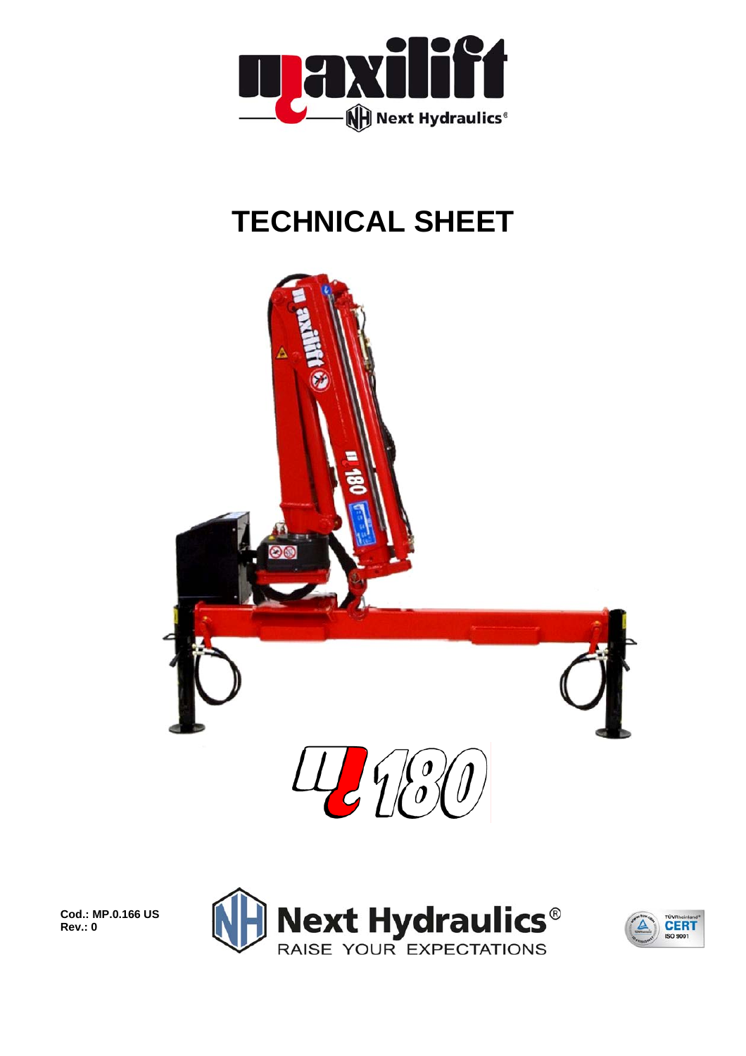# TECHNICAL SHEET

**Cod.: MP.0.166 US**
**Rev.: 0**

Next Hydraulics®
RAISE YOUR EXPECTATIONS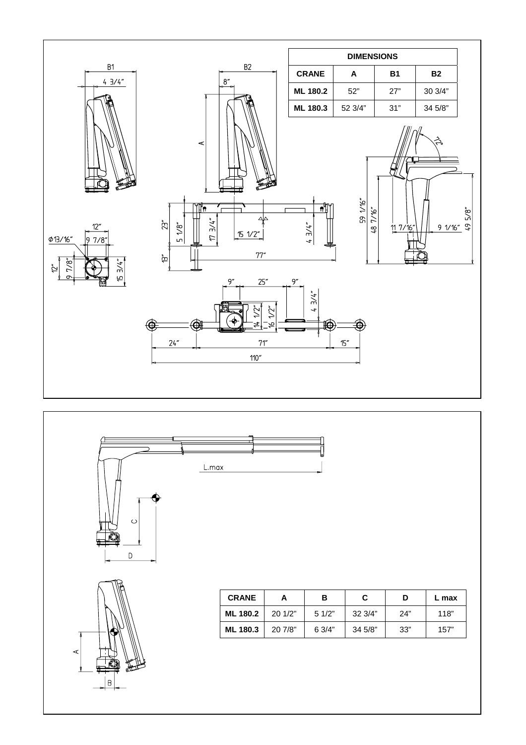| DIMENSIONS | | | |
|---|---|---|---|
| **CRANE** | **A** | **B1** | **B2** |
| **ML 180.2** | 52" | 27" | 30 3/4" |
| **ML 180.3** | 52 3/4" | 31" | 34 5/8" |

| CRANE | A | B | C | D | L max |
|---|---|---|---|---|---|
| **ML 180.2** | 20 1/2" | 5 1/2" | 32 3/4" | 24" | 118" |
| **ML 180.3** | 20 7/8" | 6 3/4" | 34 5/8" | 33" | 157" |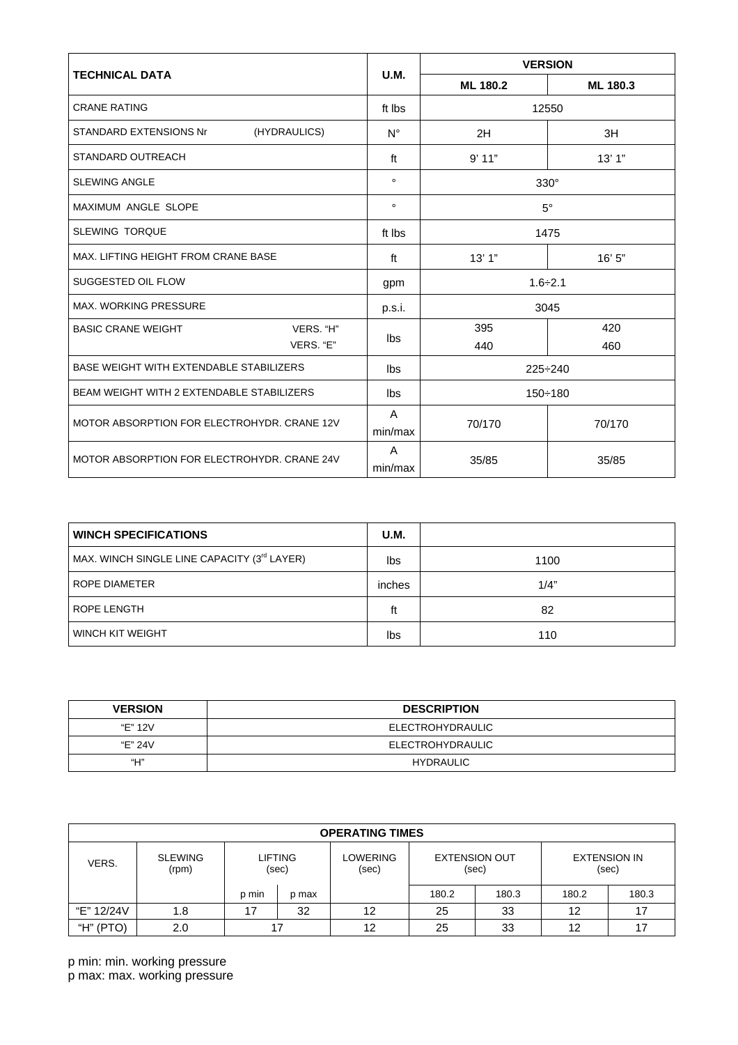| TECHNICAL DATA | | U.M. | VERSION | |
|---|---|---|---|---|
| | | | ML 180.2 | ML 180.3 |
| CRANE RATING | | ft lbs | 12550 | |
| STANDARD EXTENSIONS Nr | (HYDRAULICS) | N° | 2H | 3H |
| STANDARD OUTREACH | | ft | 9' 11" | 13' 1" |
| SLEWING ANGLE | | ° | 330° | |
| MAXIMUM ANGLE SLOPE | | ° | 5° | |
| SLEWING TORQUE | | ft lbs | 1475 | |
| MAX. LIFTING HEIGHT FROM CRANE BASE | | ft | 13' 1" | 16' 5" |
| SUGGESTED OIL FLOW | | gpm | 1.6÷2.1 | |
| MAX. WORKING PRESSURE | | p.s.i. | 3045 | |
| BASIC CRANE WEIGHT | VERS. "H" | lbs | 395 | 420 |
| | VERS. "E" | | 440 | 460 |
| BASE WEIGHT WITH EXTENDABLE STABILIZERS | | lbs | 225÷240 | |
| BEAM WEIGHT WITH 2 EXTENDABLE STABILIZERS | | lbs | 150÷180 | |
| MOTOR ABSORPTION FOR ELECTROHYDR. CRANE 12V | | A min/max | 70/170 | 70/170 |
| MOTOR ABSORPTION FOR ELECTROHYDR. CRANE 24V | | A min/max | 35/85 | 35/85 |

| WINCH SPECIFICATIONS | U.M. | |
|---|---|---|
| MAX. WINCH SINGLE LINE CAPACITY (3rd LAYER) | lbs | 1100 |
| ROPE DIAMETER | inches | 1/4" |
| ROPE LENGTH | ft | 82 |
| WINCH KIT WEIGHT | lbs | 110 |

| VERSION | DESCRIPTION |
|---|---|
| "E" 12V | ELECTROHYDRAULIC |
| "E" 24V | ELECTROHYDRAULIC |
| "H" | HYDRAULIC |

| OPERATING TIMES | | | | | | | | |
|---|---|---|---|---|---|---|---|---|
| VERS. | SLEWING (rpm) | LIFTING (sec) | | LOWERING (sec) | EXTENSION OUT (sec) | | EXTENSION IN (sec) | |
| | | p min | p max | | 180.2 | 180.3 | 180.2 | 180.3 |
| "E" 12/24V | 1.8 | 17 | 32 | 12 | 25 | 33 | 12 | 17 |
| "H" (PTO) | 2.0 | 17 | | 12 | 25 | 33 | 12 | 17 |

p min: min. working pressure
p max: max. working pressure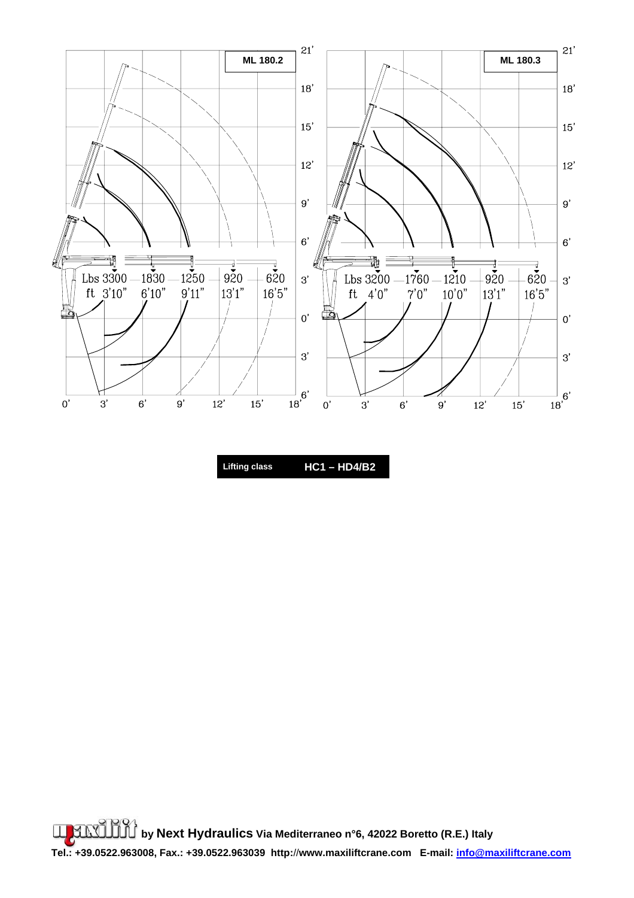ML 180.2

21'
18'
15'
12'
9'
6'
3'
0'
3'
6'

Lbs 3300 — 1830 — 1250 — 920 — 620

ft 3'10" 6'10" 9'11" 13'1" 16'5"

0' 3' 6' 9' 12' 15' 18'

ML 180.3

21'
18'
15'
12'
9'
6'
3'
0'
3'
6'

Lbs 3200 — 1760 — 1210 — 920 — 620

ft 4'0" 7'0" 10'0" 13'1" 16'5"

0' 3' 6' 9' 12' 15' 18'

| Lifting class | HC1 – HD4/B2 |
|---|---|

**maxilift by Next Hydraulics** Via Mediterraneo n°6, 42022 Boretto (R.E.) Italy

**Tel.: +39.0522.963008, Fax.: +39.0522.963039 http://www.maxiliftcrane.com E-mail: info@maxiliftcrane.com**